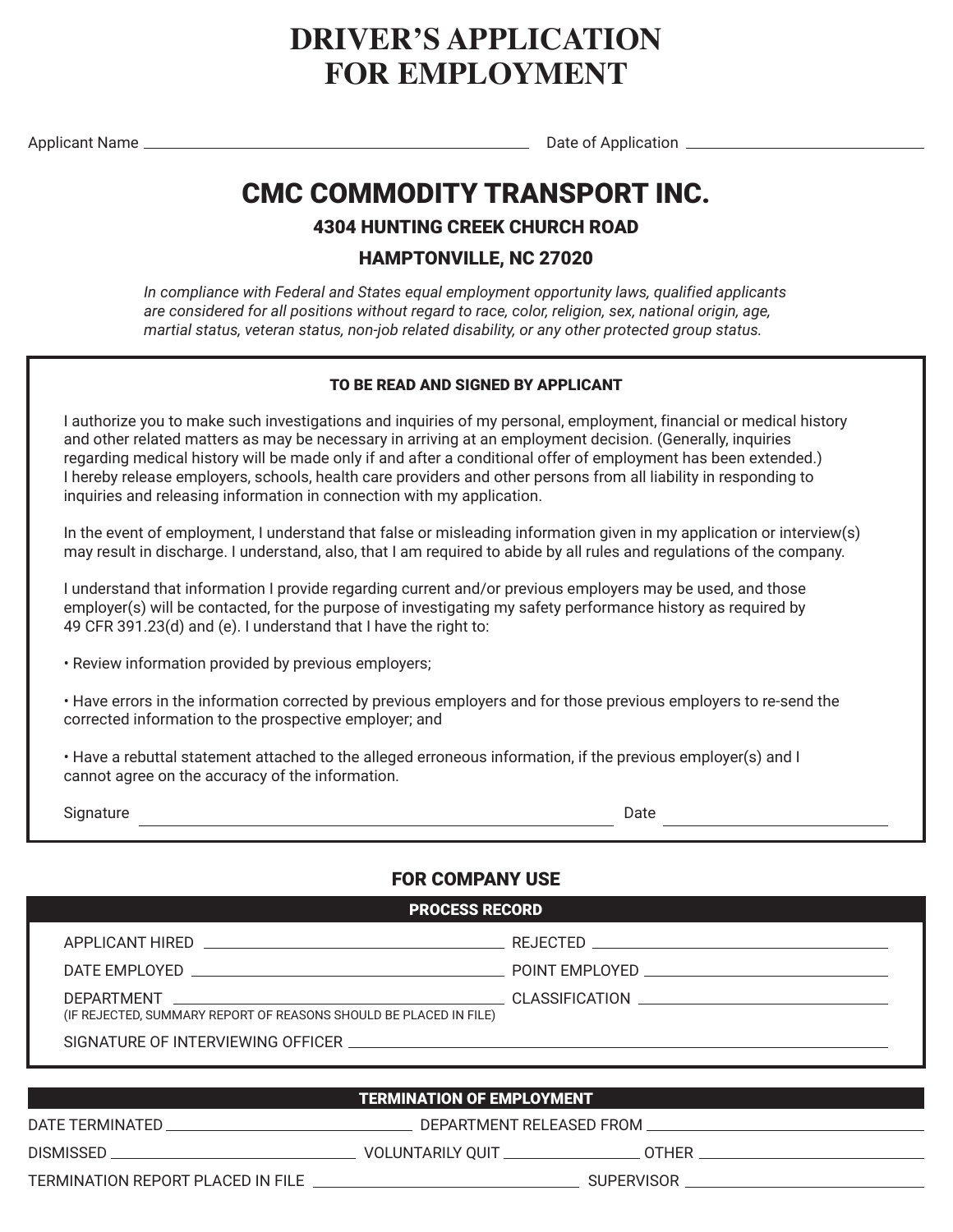# DRIVER'S APPLICATION FOR EMPLOYMENT

Applicant Name ______________________________ Date of Application ____________________

## CMC COMMODITY TRANSPORT INC.

### 4304 HUNTING CREEK CHURCH ROAD

### HAMPTONVILLE, NC 27020

*In compliance with Federal and States equal employment opportunity laws, qualified applicants are considered for all positions without regard to race, color, religion, sex, national origin, age, martial status, veteran status, non-job related disability, or any other protected group status.*

**TO BE READ AND SIGNED BY APPLICANT**

I authorize you to make such investigations and inquiries of my personal, employment, financial or medical history and other related matters as may be necessary in arriving at an employment decision. (Generally, inquiries regarding medical history will be made only if and after a conditional offer of employment has been extended.) I hereby release employers, schools, health care providers and other persons from all liability in responding to inquiries and releasing information in connection with my application.

In the event of employment, I understand that false or misleading information given in my application or interview(s) may result in discharge. I understand, also, that I am required to abide by all rules and regulations of the company.

I understand that information I provide regarding current and/or previous employers may be used, and those employer(s) will be contacted, for the purpose of investigating my safety performance history as required by 49 CFR 391.23(d) and (e). I understand that I have the right to:

- Review information provided by previous employers;
- Have errors in the information corrected by previous employers and for those previous employers to re-send the corrected information to the prospective employer; and
- Have a rebuttal statement attached to the alleged erroneous information, if the previous employer(s) and I cannot agree on the accuracy of the information.

Signature ______________________________ Date ____________________

## FOR COMPANY USE

**PROCESS RECORD**

APPLICANT HIRED ____________________ REJECTED ____________________

DATE EMPLOYED ____________________ POINT EMPLOYED ____________________

DEPARTMENT ____________________ CLASSIFICATION ____________________

(IF REJECTED, SUMMARY REPORT OF REASONS SHOULD BE PLACED IN FILE)

SIGNATURE OF INTERVIEWING OFFICER ______________________________

**TERMINATION OF EMPLOYMENT**

DATE TERMINATED ____________________ DEPARTMENT RELEASED FROM ____________________

DISMISSED ____________________ VOLUNTARILY QUIT ____________________ OTHER ____________________

TERMINATION REPORT PLACED IN FILE ____________________ SUPERVISOR ____________________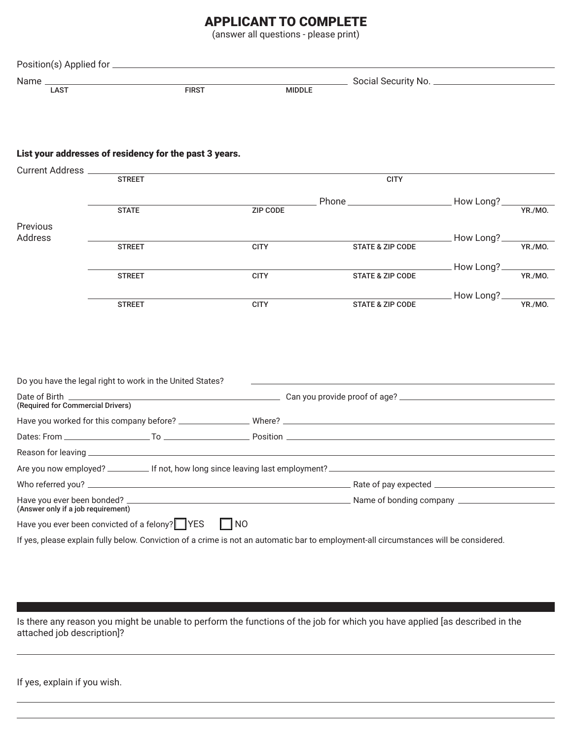# APPLICANT TO COMPLETE

(answer all questions - please print)

Position(s) Applied for ______________________________

Name ______________________________ Social Security No. ______________________________
LAST FIRST MIDDLE

**List your addresses of residency for the past 3 years.**

Current Address ______________________________
STREET CITY

______________________________ Phone ______________ How Long? ______
STATE ZIP CODE YR./MO.

Previous Address

______________________________ How Long? ______
STREET CITY STATE & ZIP CODE YR./MO.

______________________________ How Long? ______
STREET CITY STATE & ZIP CODE YR./MO.

______________________________ How Long? ______
STREET CITY STATE & ZIP CODE YR./MO.

Do you have the legal right to work in the United States? ______________________________

Date of Birth ______________________________ Can you provide proof of age? ______________________________
**(Required for Commercial Drivers)**

Have you worked for this company before? ______________ Where? ______________________________

Dates: From ______________ To ______________ Position ______________________________

Reason for leaving ______________________________

Are you now employed? ______________ If not, how long since leaving last employment? ______________________________

Who referred you? ______________________________ Rate of pay expected ______________________________

Have you ever been bonded? ______________________________ Name of bonding company ______________________________
**(Answer only if a job requirement)**

Have you ever been convicted of a felony? ☐ YES ☐ NO

If yes, please explain fully below. Conviction of a crime is not an automatic bar to employment-all circumstances will be considered.

---

Is there any reason you might be unable to perform the functions of the job for which you have applied [as described in the attached job description]?

______________________________

If yes, explain if you wish.

______________________________

______________________________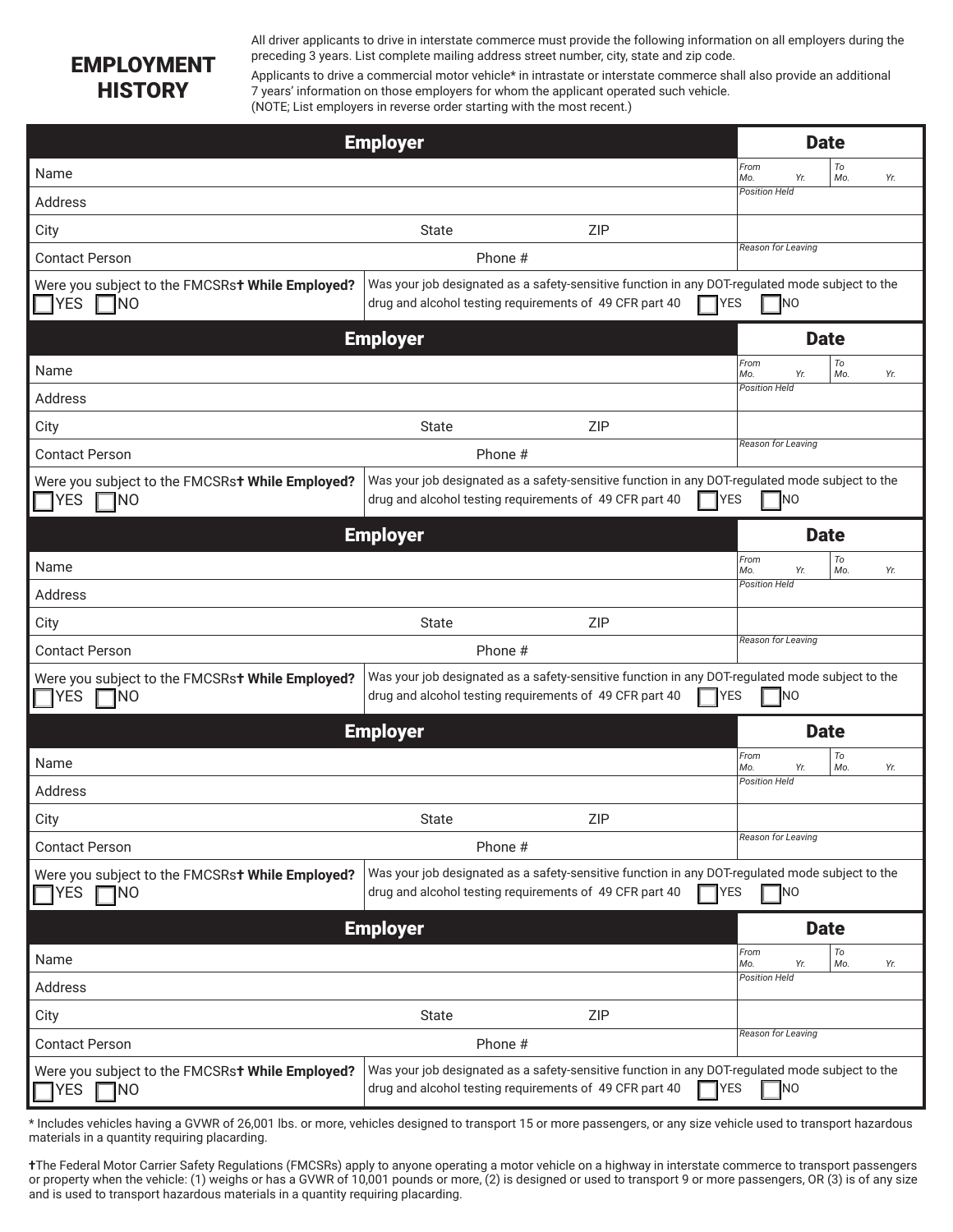# EMPLOYMENT HISTORY

All driver applicants to drive in interstate commerce must provide the following information on all employers during the preceding 3 years. List complete mailing address street number, city, state and zip code.

Applicants to drive a commercial motor vehicle* in intrastate or interstate commerce shall also provide an additional 7 years' information on those employers for whom the applicant operated such vehicle. (NOTE; List employers in reverse order starting with the most recent.)

| Employer | | | Date | |
|---|---|---|---|---|
| Name | | | *From* *Mo. Yr.* | *To* *Mo. Yr.* |
| Address | | | *Position Held* | |
| City | State | ZIP | | |
| Contact Person | Phone # | | *Reason for Leaving* | |
| Were you subject to the FMCSRs† **While Employed?** ☐ YES ☐ NO | Was your job designated as a safety-sensitive function in any DOT-regulated mode subject to the drug and alcohol testing requirements of 49 CFR part 40 ☐ YES ☐ NO | | | |

| Employer | | | Date | |
|---|---|---|---|---|
| Name | | | *From* *Mo. Yr.* | *To* *Mo. Yr.* |
| Address | | | *Position Held* | |
| City | State | ZIP | | |
| Contact Person | Phone # | | *Reason for Leaving* | |
| Were you subject to the FMCSRs† **While Employed?** ☐ YES ☐ NO | Was your job designated as a safety-sensitive function in any DOT-regulated mode subject to the drug and alcohol testing requirements of 49 CFR part 40 ☐ YES ☐ NO | | | |

| Employer | | | Date | |
|---|---|---|---|---|
| Name | | | *From* *Mo. Yr.* | *To* *Mo. Yr.* |
| Address | | | *Position Held* | |
| City | State | ZIP | | |
| Contact Person | Phone # | | *Reason for Leaving* | |
| Were you subject to the FMCSRs† **While Employed?** ☐ YES ☐ NO | Was your job designated as a safety-sensitive function in any DOT-regulated mode subject to the drug and alcohol testing requirements of 49 CFR part 40 ☐ YES ☐ NO | | | |

| Employer | | | Date | |
|---|---|---|---|---|
| Name | | | *From* *Mo. Yr.* | *To* *Mo. Yr.* |
| Address | | | *Position Held* | |
| City | State | ZIP | | |
| Contact Person | Phone # | | *Reason for Leaving* | |
| Were you subject to the FMCSRs† **While Employed?** ☐ YES ☐ NO | Was your job designated as a safety-sensitive function in any DOT-regulated mode subject to the drug and alcohol testing requirements of 49 CFR part 40 ☐ YES ☐ NO | | | |

| Employer | | | Date | |
|---|---|---|---|---|
| Name | | | *From* *Mo. Yr.* | *To* *Mo. Yr.* |
| Address | | | *Position Held* | |
| City | State | ZIP | | |
| Contact Person | Phone # | | *Reason for Leaving* | |
| Were you subject to the FMCSRs† **While Employed?** ☐ YES ☐ NO | Was your job designated as a safety-sensitive function in any DOT-regulated mode subject to the drug and alcohol testing requirements of 49 CFR part 40 ☐ YES ☐ NO | | | |

* Includes vehicles having a GVWR of 26,001 lbs. or more, vehicles designed to transport 15 or more passengers, or any size vehicle used to transport hazardous materials in a quantity requiring placarding.

†The Federal Motor Carrier Safety Regulations (FMCSRs) apply to anyone operating a motor vehicle on a highway in interstate commerce to transport passengers or property when the vehicle: (1) weighs or has a GVWR of 10,001 pounds or more, (2) is designed or used to transport 9 or more passengers, OR (3) is of any size and is used to transport hazardous materials in a quantity requiring placarding.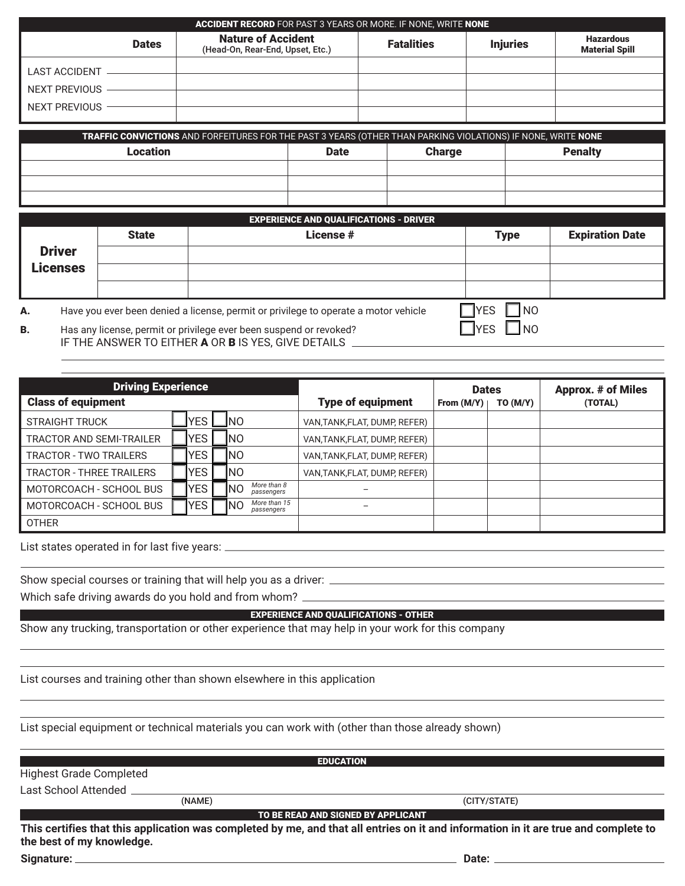| **ACCIDENT RECORD** FOR PAST 3 YEARS OR MORE. IF NONE, WRITE **NONE** | | | | |
|---|---|---|---|---|
| **Dates** | **Nature of Accident** (Head-On, Rear-End, Upset, Etc.) | **Fatalities** | **Injuries** | **Hazardous Material Spill** |
| LAST ACCIDENT | | | | |
| NEXT PREVIOUS | | | | |
| NEXT PREVIOUS | | | | |

| **TRAFFIC CONVICTIONS** AND FORFEITURES FOR THE PAST 3 YEARS (OTHER THAN PARKING VIOLATIONS) IF NONE, WRITE **NONE** | | | |
|---|---|---|---|
| **Location** | **Date** | **Charge** | **Penalty** |
| | | | |
| | | | |
| | | | |

| **EXPERIENCE AND QUALIFICATIONS - DRIVER** | | | | |
|---|---|---|---|---|
| | **State** | **License #** | **Type** | **Expiration Date** |
| **Driver Licenses** | | | | |
| | | | | |
| | | | | |

**A.** Have you ever been denied a license, permit or privilege to operate a motor vehicle ☐ YES ☐ NO

**B.** Has any license, permit or privilege ever been suspend or revoked? ☐ YES ☐ NO

IF THE ANSWER TO EITHER **A** OR **B** IS YES, GIVE DETAILS ____________________

| **Driving Experience** | | | **Dates** | | **Approx. # of Miles** |
|---|---|---|---|---|---|
| **Class of equipment** | | **Type of equipment** | **From (M/Y)** | **TO (M/Y)** | **(TOTAL)** |
| STRAIGHT TRUCK | ☐ YES ☐ NO | VAN,TANK,FLAT, DUMP, REFER) | | | |
| TRACTOR AND SEMI-TRAILER | ☐ YES ☐ NO | VAN,TANK,FLAT, DUMP, REFER) | | | |
| TRACTOR - TWO TRAILERS | ☐ YES ☐ NO | VAN,TANK,FLAT, DUMP, REFER) | | | |
| TRACTOR - THREE TRAILERS | ☐ YES ☐ NO | VAN,TANK,FLAT, DUMP, REFER) | | | |
| MOTORCOACH - SCHOOL BUS | ☐ YES ☐ NO *More than 8 passengers* | – | | | |
| MOTORCOACH - SCHOOL BUS | ☐ YES ☐ NO *More than 15 passengers* | – | | | |
| OTHER | | | | | |

List states operated in for last five years: ____________________

Show special courses or training that will help you as a driver: ____________________

Which safe driving awards do you hold and from whom? ____________________

## EXPERIENCE AND QUALIFICATIONS - OTHER

Show any trucking, transportation or other experience that may help in your work for this company

____________________

List courses and training other than shown elsewhere in this application

____________________

List special equipment or technical materials you can work with (other than those already shown)

____________________

## EDUCATION

Highest Grade Completed

Last School Attended ____________________ (NAME) ____________________ (CITY/STATE)

## TO BE READ AND SIGNED BY APPLICANT

**This certifies that this application was completed by me, and that all entries on it and information in it are true and complete to the best of my knowledge.**

**Signature:** ____________________ **Date:** ____________________